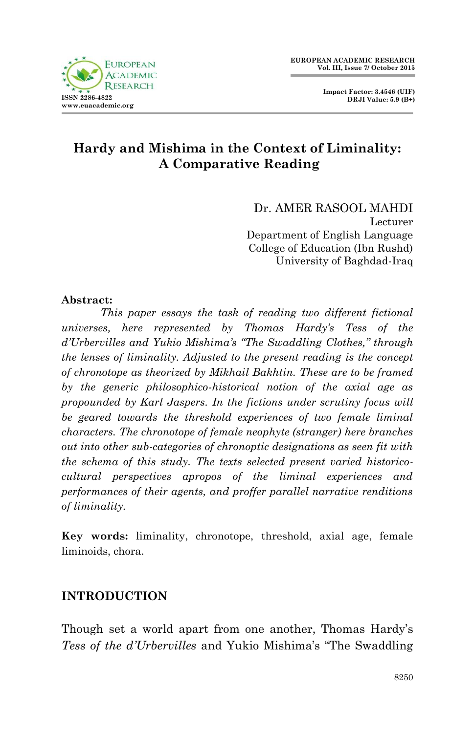# Hardy and Mishima in the Context of Liminality: A Comparative Reading

Dr. AMER RASOOL MAHDI
Lecturer
Department of English Language
College of Education (Ibn Rushd)
University of Baghdad-Iraq

**Abstract:**

*This paper essays the task of reading two different fictional universes, here represented by Thomas Hardy's Tess of the d'Urbervilles and Yukio Mishima's "The Swaddling Clothes," through the lenses of liminality. Adjusted to the present reading is the concept of chronotope as theorized by Mikhail Bakhtin. These are to be framed by the generic philosophico-historical notion of the axial age as propounded by Karl Jaspers. In the fictions under scrutiny focus will be geared towards the threshold experiences of two female liminal characters. The chronotope of female neophyte (stranger) here branches out into other sub-categories of chronoptic designations as seen fit with the schema of this study. The texts selected present varied historico-cultural perspectives apropos of the liminal experiences and performances of their agents, and proffer parallel narrative renditions of liminality.*

**Key words:** liminality, chronotope, threshold, axial age, female liminoids, chora.

## INTRODUCTION

Though set a world apart from one another, Thomas Hardy's *Tess of the d'Urbervilles* and Yukio Mishima's "The Swaddling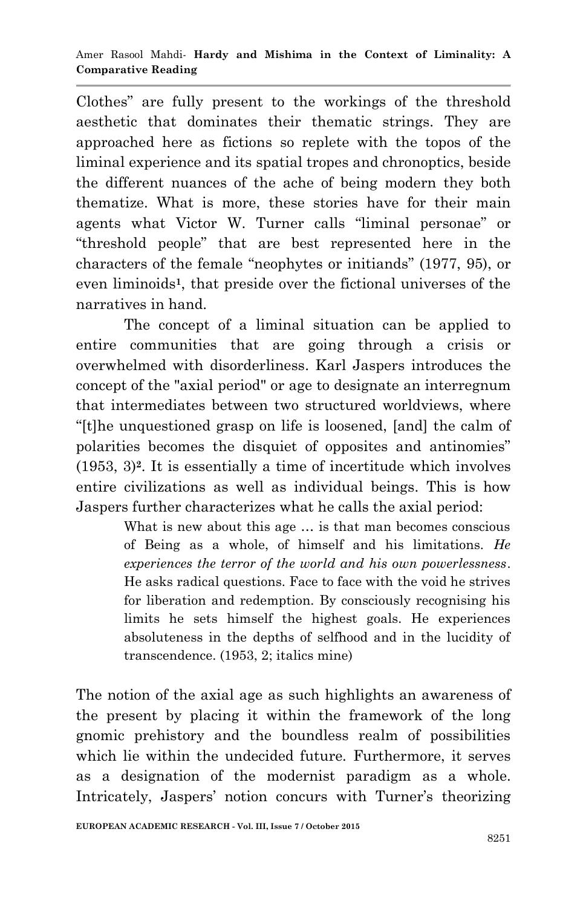Clothes" are fully present to the workings of the threshold aesthetic that dominates their thematic strings. They are approached here as fictions so replete with the topos of the liminal experience and its spatial tropes and chronoptics, beside the different nuances of the ache of being modern they both thematize. What is more, these stories have for their main agents what Victor W. Turner calls "liminal personae" or "threshold people" that are best represented here in the characters of the female "neophytes or initiands" (1977, 95), or even liminoids[1], that preside over the fictional universes of the narratives in hand.

The concept of a liminal situation can be applied to entire communities that are going through a crisis or overwhelmed with disorderliness. Karl Jaspers introduces the concept of the "axial period" or age to designate an interregnum that intermediates between two structured worldviews, where "[t]he unquestioned grasp on life is loosened, [and] the calm of polarities becomes the disquiet of opposites and antinomies" (1953, 3)[2]. It is essentially a time of incertitude which involves entire civilizations as well as individual beings. This is how Jaspers further characterizes what he calls the axial period:

> What is new about this age … is that man becomes conscious of Being as a whole, of himself and his limitations. *He experiences the terror of the world and his own powerlessness*. He asks radical questions. Face to face with the void he strives for liberation and redemption. By consciously recognising his limits he sets himself the highest goals. He experiences absoluteness in the depths of selfhood and in the lucidity of transcendence. (1953, 2; italics mine)

The notion of the axial age as such highlights an awareness of the present by placing it within the framework of the long gnomic prehistory and the boundless realm of possibilities which lie within the undecided future. Furthermore, it serves as a designation of the modernist paradigm as a whole. Intricately, Jaspers' notion concurs with Turner's theorizing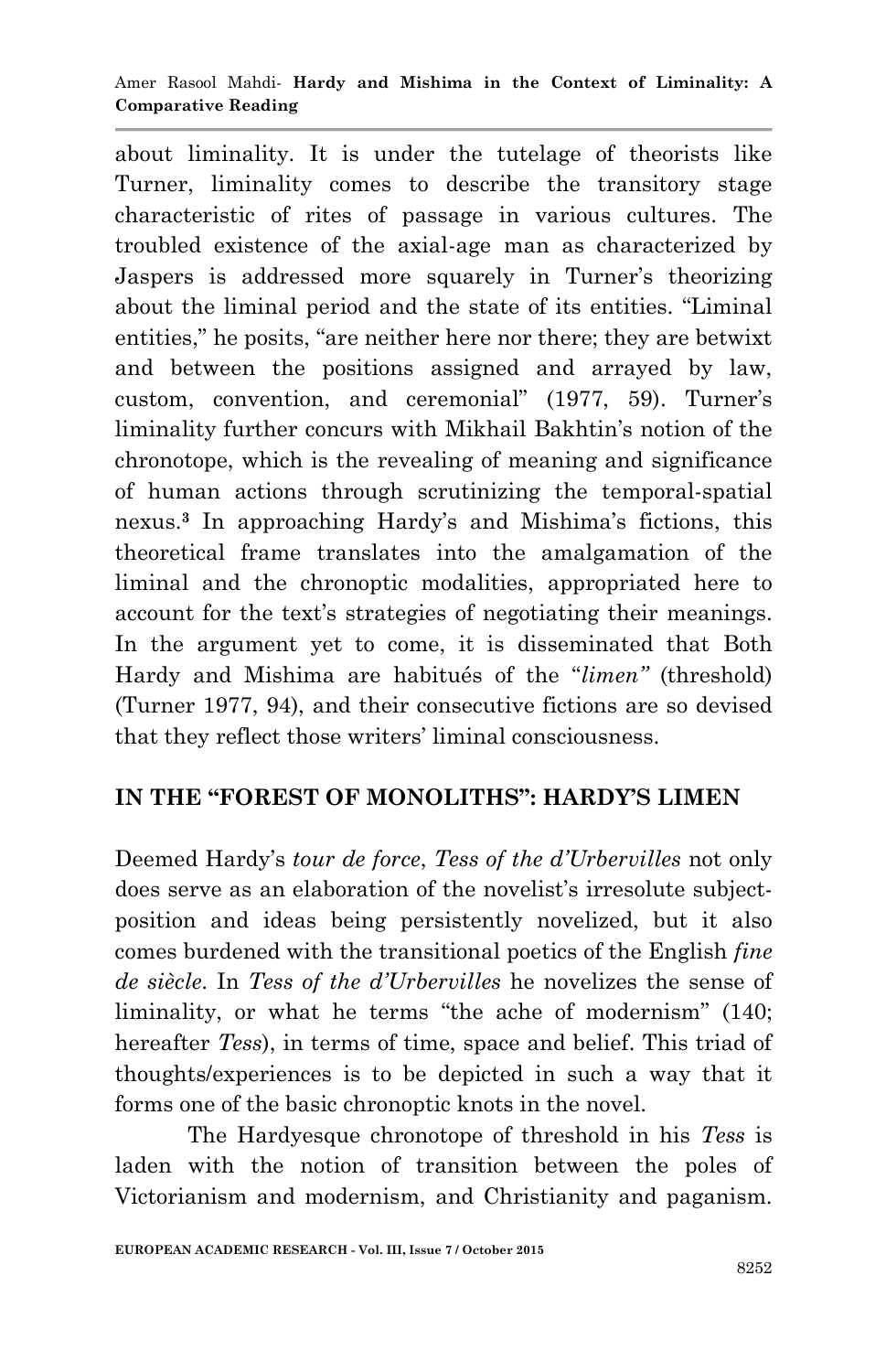about liminality. It is under the tutelage of theorists like Turner, liminality comes to describe the transitory stage characteristic of rites of passage in various cultures. The troubled existence of the axial-age man as characterized by Jaspers is addressed more squarely in Turner's theorizing about the liminal period and the state of its entities. "Liminal entities," he posits, "are neither here nor there; they are betwixt and between the positions assigned and arrayed by law, custom, convention, and ceremonial" (1977, 59). Turner's liminality further concurs with Mikhail Bakhtin's notion of the chronotope, which is the revealing of meaning and significance of human actions through scrutinizing the temporal-spatial nexus.[3] In approaching Hardy's and Mishima's fictions, this theoretical frame translates into the amalgamation of the liminal and the chronoptic modalities, appropriated here to account for the text's strategies of negotiating their meanings. In the argument yet to come, it is disseminated that Both Hardy and Mishima are habitués of the "*limen"* (threshold) (Turner 1977, 94), and their consecutive fictions are so devised that they reflect those writers' liminal consciousness.

## IN THE "FOREST OF MONOLITHS": HARDY'S LIMEN

Deemed Hardy's *tour de force*, *Tess of the d'Urbervilles* not only does serve as an elaboration of the novelist's irresolute subject-position and ideas being persistently novelized, but it also comes burdened with the transitional poetics of the English *fine de siècle*. In *Tess of the d'Urbervilles* he novelizes the sense of liminality, or what he terms "the ache of modernism" (140; hereafter *Tess*), in terms of time, space and belief. This triad of thoughts/experiences is to be depicted in such a way that it forms one of the basic chronoptic knots in the novel.

The Hardyesque chronotope of threshold in his *Tess* is laden with the notion of transition between the poles of Victorianism and modernism, and Christianity and paganism.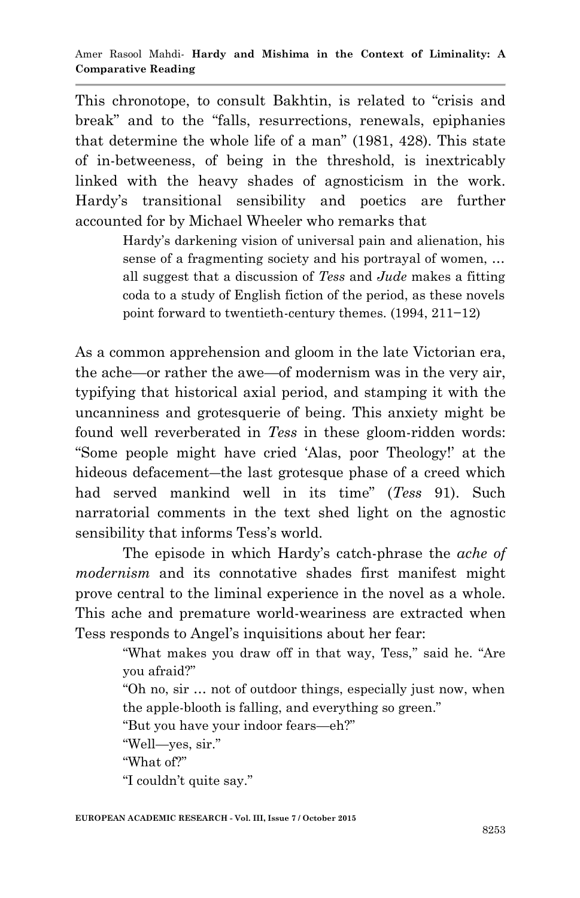This chronotope, to consult Bakhtin, is related to "crisis and break" and to the "falls, resurrections, renewals, epiphanies that determine the whole life of a man" (1981, 428). This state of in-betweeneness, of being in the threshold, is inextricably linked with the heavy shades of agnosticism in the work. Hardy's transitional sensibility and poetics are further accounted for by Michael Wheeler who remarks that

> Hardy's darkening vision of universal pain and alienation, his sense of a fragmenting society and his portrayal of women, … all suggest that a discussion of *Tess* and *Jude* makes a fitting coda to a study of English fiction of the period, as these novels point forward to twentieth-century themes. (1994, 211−12)

As a common apprehension and gloom in the late Victorian era, the ache—or rather the awe—of modernism was in the very air, typifying that historical axial period, and stamping it with the uncanniness and grotesquerie of being. This anxiety might be found well reverberated in *Tess* in these gloom-ridden words: "Some people might have cried 'Alas, poor Theology!' at the hideous defacement—the last grotesque phase of a creed which had served mankind well in its time" (*Tess* 91). Such narratorial comments in the text shed light on the agnostic sensibility that informs Tess's world.

The episode in which Hardy's catch-phrase the *ache of modernism* and its connotative shades first manifest might prove central to the liminal experience in the novel as a whole. This ache and premature world-weariness are extracted when Tess responds to Angel's inquisitions about her fear:

> "What makes you draw off in that way, Tess," said he. "Are you afraid?"
> "Oh no, sir … not of outdoor things, especially just now, when the apple-blooth is falling, and everything so green."
> "But you have your indoor fears—eh?"
> "Well—yes, sir."
> "What of?"
> "I couldn't quite say."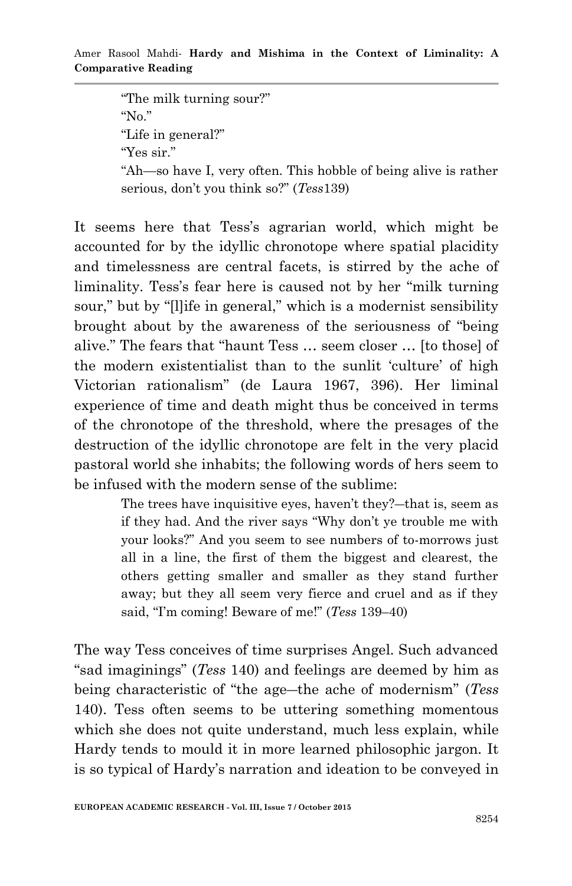> "The milk turning sour?"
> "No."
> "Life in general?"
> "Yes sir."
> "Ah—so have I, very often. This hobble of being alive is rather serious, don't you think so?" (*Tess*139)

It seems here that Tess's agrarian world, which might be accounted for by the idyllic chronotope where spatial placidity and timelessness are central facets, is stirred by the ache of liminality. Tess's fear here is caused not by her "milk turning sour," but by "[l]ife in general," which is a modernist sensibility brought about by the awareness of the seriousness of "being alive." The fears that "haunt Tess … seem closer … [to those] of the modern existentialist than to the sunlit 'culture' of high Victorian rationalism" (de Laura 1967, 396). Her liminal experience of time and death might thus be conceived in terms of the chronotope of the threshold, where the presages of the destruction of the idyllic chronotope are felt in the very placid pastoral world she inhabits; the following words of hers seem to be infused with the modern sense of the sublime:

> The trees have inquisitive eyes, haven't they?—that is, seem as if they had. And the river says "Why don't ye trouble me with your looks?" And you seem to see numbers of to-morrows just all in a line, the first of them the biggest and clearest, the others getting smaller and smaller as they stand further away; but they all seem very fierce and cruel and as if they said, "I'm coming! Beware of me!" (*Tess* 139–40)

The way Tess conceives of time surprises Angel. Such advanced "sad imaginings" (*Tess* 140) and feelings are deemed by him as being characteristic of "the age—the ache of modernism" (*Tess* 140). Tess often seems to be uttering something momentous which she does not quite understand, much less explain, while Hardy tends to mould it in more learned philosophic jargon. It is so typical of Hardy's narration and ideation to be conveyed in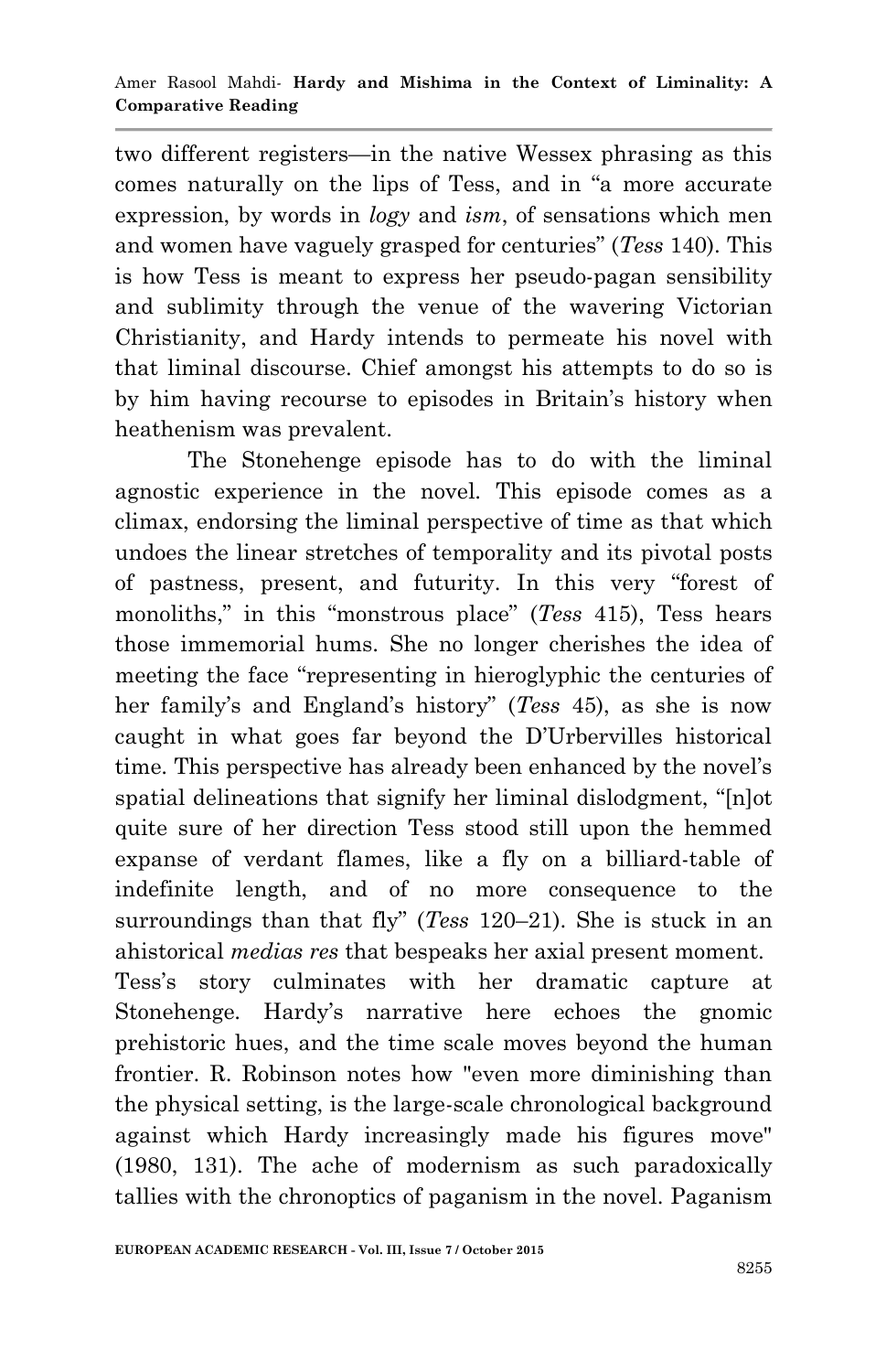two different registers—in the native Wessex phrasing as this comes naturally on the lips of Tess, and in "a more accurate expression, by words in *logy* and *ism*, of sensations which men and women have vaguely grasped for centuries" (*Tess* 140). This is how Tess is meant to express her pseudo-pagan sensibility and sublimity through the venue of the wavering Victorian Christianity, and Hardy intends to permeate his novel with that liminal discourse. Chief amongst his attempts to do so is by him having recourse to episodes in Britain's history when heathenism was prevalent.

The Stonehenge episode has to do with the liminal agnostic experience in the novel. This episode comes as a climax, endorsing the liminal perspective of time as that which undoes the linear stretches of temporality and its pivotal posts of pastness, present, and futurity. In this very "forest of monoliths," in this "monstrous place" (*Tess* 415), Tess hears those immemorial hums. She no longer cherishes the idea of meeting the face "representing in hieroglyphic the centuries of her family's and England's history" (*Tess* 45), as she is now caught in what goes far beyond the D'Urbervilles historical time. This perspective has already been enhanced by the novel's spatial delineations that signify her liminal dislodgment, "[n]ot quite sure of her direction Tess stood still upon the hemmed expanse of verdant flames, like a fly on a billiard-table of indefinite length, and of no more consequence to the surroundings than that fly" (*Tess* 120–21). She is stuck in an ahistorical *medias res* that bespeaks her axial present moment.

Tess's story culminates with her dramatic capture at Stonehenge. Hardy's narrative here echoes the gnomic prehistoric hues, and the time scale moves beyond the human frontier. R. Robinson notes how "even more diminishing than the physical setting, is the large-scale chronological background against which Hardy increasingly made his figures move" (1980, 131). The ache of modernism as such paradoxically tallies with the chronoptics of paganism in the novel. Paganism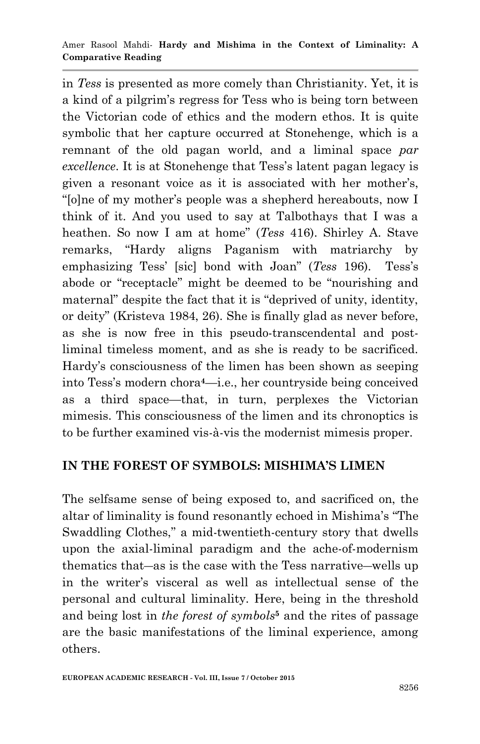in *Tess* is presented as more comely than Christianity. Yet, it is a kind of a pilgrim's regress for Tess who is being torn between the Victorian code of ethics and the modern ethos. It is quite symbolic that her capture occurred at Stonehenge, which is a remnant of the old pagan world, and a liminal space *par excellence*. It is at Stonehenge that Tess's latent pagan legacy is given a resonant voice as it is associated with her mother's, "[o]ne of my mother's people was a shepherd hereabouts, now I think of it. And you used to say at Talbothays that I was a heathen. So now I am at home" (*Tess* 416). Shirley A. Stave remarks, "Hardy aligns Paganism with matriarchy by emphasizing Tess' [sic] bond with Joan" (*Tess* 196). Tess's abode or "receptacle" might be deemed to be "nourishing and maternal" despite the fact that it is "deprived of unity, identity, or deity" (Kristeva 1984, 26). She is finally glad as never before, as she is now free in this pseudo-transcendental and post-liminal timeless moment, and as she is ready to be sacrificed. Hardy's consciousness of the limen has been shown as seeping into Tess's modern chora[4]—i.e., her countryside being conceived as a third space—that, in turn, perplexes the Victorian mimesis. This consciousness of the limen and its chronoptics is to be further examined vis-à-vis the modernist mimesis proper.

## IN THE FOREST OF SYMBOLS: MISHIMA'S LIMEN

The selfsame sense of being exposed to, and sacrificed on, the altar of liminality is found resonantly echoed in Mishima's "The Swaddling Clothes," a mid-twentieth-century story that dwells upon the axial-liminal paradigm and the ache-of-modernism thematics that—as is the case with the Tess narrative—wells up in the writer's visceral as well as intellectual sense of the personal and cultural liminality. Here, being in the threshold and being lost in *the forest of symbols*[5] and the rites of passage are the basic manifestations of the liminal experience, among others.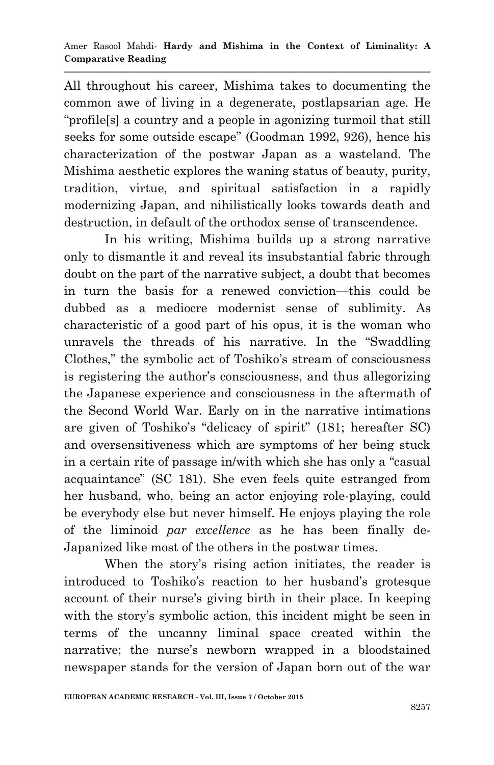All throughout his career, Mishima takes to documenting the common awe of living in a degenerate, postlapsarian age. He "profile[s] a country and a people in agonizing turmoil that still seeks for some outside escape" (Goodman 1992, 926), hence his characterization of the postwar Japan as a wasteland. The Mishima aesthetic explores the waning status of beauty, purity, tradition, virtue, and spiritual satisfaction in a rapidly modernizing Japan, and nihilistically looks towards death and destruction, in default of the orthodox sense of transcendence.

In his writing, Mishima builds up a strong narrative only to dismantle it and reveal its insubstantial fabric through doubt on the part of the narrative subject, a doubt that becomes in turn the basis for a renewed conviction—this could be dubbed as a mediocre modernist sense of sublimity. As characteristic of a good part of his opus, it is the woman who unravels the threads of his narrative. In the "Swaddling Clothes," the symbolic act of Toshiko's stream of consciousness is registering the author's consciousness, and thus allegorizing the Japanese experience and consciousness in the aftermath of the Second World War. Early on in the narrative intimations are given of Toshiko's "delicacy of spirit" (181; hereafter SC) and oversensitiveness which are symptoms of her being stuck in a certain rite of passage in/with which she has only a "casual acquaintance" (SC 181). She even feels quite estranged from her husband, who, being an actor enjoying role-playing, could be everybody else but never himself. He enjoys playing the role of the liminoid *par excellence* as he has been finally de-Japanized like most of the others in the postwar times.

When the story's rising action initiates, the reader is introduced to Toshiko's reaction to her husband's grotesque account of their nurse's giving birth in their place. In keeping with the story's symbolic action, this incident might be seen in terms of the uncanny liminal space created within the narrative; the nurse's newborn wrapped in a bloodstained newspaper stands for the version of Japan born out of the war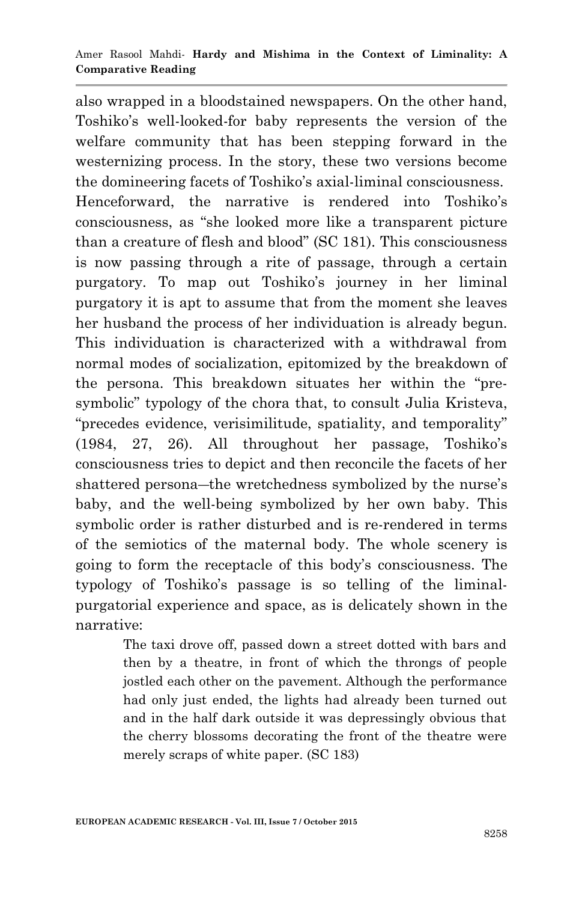also wrapped in a bloodstained newspapers. On the other hand, Toshiko's well-looked-for baby represents the version of the welfare community that has been stepping forward in the westernizing process. In the story, these two versions become the domineering facets of Toshiko's axial-liminal consciousness. Henceforward, the narrative is rendered into Toshiko's consciousness, as "she looked more like a transparent picture than a creature of flesh and blood" (SC 181). This consciousness is now passing through a rite of passage, through a certain purgatory. To map out Toshiko's journey in her liminal purgatory it is apt to assume that from the moment she leaves her husband the process of her individuation is already begun. This individuation is characterized with a withdrawal from normal modes of socialization, epitomized by the breakdown of the persona. This breakdown situates her within the "pre-symbolic" typology of the chora that, to consult Julia Kristeva, "precedes evidence, verisimilitude, spatiality, and temporality" (1984, 27, 26). All throughout her passage, Toshiko's consciousness tries to depict and then reconcile the facets of her shattered persona—the wretchedness symbolized by the nurse's baby, and the well-being symbolized by her own baby. This symbolic order is rather disturbed and is re-rendered in terms of the semiotics of the maternal body. The whole scenery is going to form the receptacle of this body's consciousness. The typology of Toshiko's passage is so telling of the liminal-purgatorial experience and space, as is delicately shown in the narrative:

> The taxi drove off, passed down a street dotted with bars and then by a theatre, in front of which the throngs of people jostled each other on the pavement. Although the performance had only just ended, the lights had already been turned out and in the half dark outside it was depressingly obvious that the cherry blossoms decorating the front of the theatre were merely scraps of white paper. (SC 183)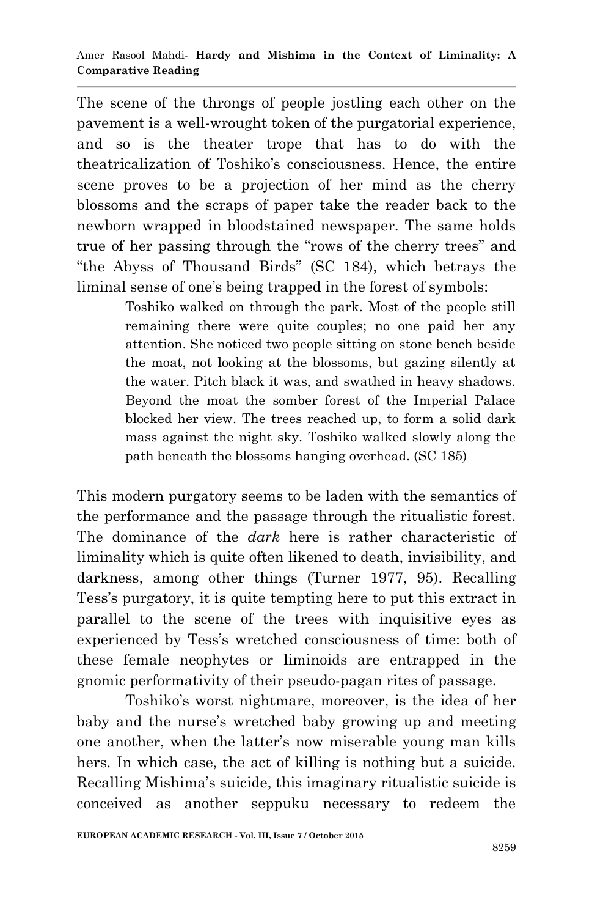The scene of the throngs of people jostling each other on the pavement is a well-wrought token of the purgatorial experience, and so is the theater trope that has to do with the theatricalization of Toshiko's consciousness. Hence, the entire scene proves to be a projection of her mind as the cherry blossoms and the scraps of paper take the reader back to the newborn wrapped in bloodstained newspaper. The same holds true of her passing through the "rows of the cherry trees" and "the Abyss of Thousand Birds" (SC 184), which betrays the liminal sense of one's being trapped in the forest of symbols:

> Toshiko walked on through the park. Most of the people still remaining there were quite couples; no one paid her any attention. She noticed two people sitting on stone bench beside the moat, not looking at the blossoms, but gazing silently at the water. Pitch black it was, and swathed in heavy shadows. Beyond the moat the somber forest of the Imperial Palace blocked her view. The trees reached up, to form a solid dark mass against the night sky. Toshiko walked slowly along the path beneath the blossoms hanging overhead. (SC 185)

This modern purgatory seems to be laden with the semantics of the performance and the passage through the ritualistic forest. The dominance of the *dark* here is rather characteristic of liminality which is quite often likened to death, invisibility, and darkness, among other things (Turner 1977, 95). Recalling Tess's purgatory, it is quite tempting here to put this extract in parallel to the scene of the trees with inquisitive eyes as experienced by Tess's wretched consciousness of time: both of these female neophytes or liminoids are entrapped in the gnomic performativity of their pseudo-pagan rites of passage.

Toshiko's worst nightmare, moreover, is the idea of her baby and the nurse's wretched baby growing up and meeting one another, when the latter's now miserable young man kills hers. In which case, the act of killing is nothing but a suicide. Recalling Mishima's suicide, this imaginary ritualistic suicide is conceived as another seppuku necessary to redeem the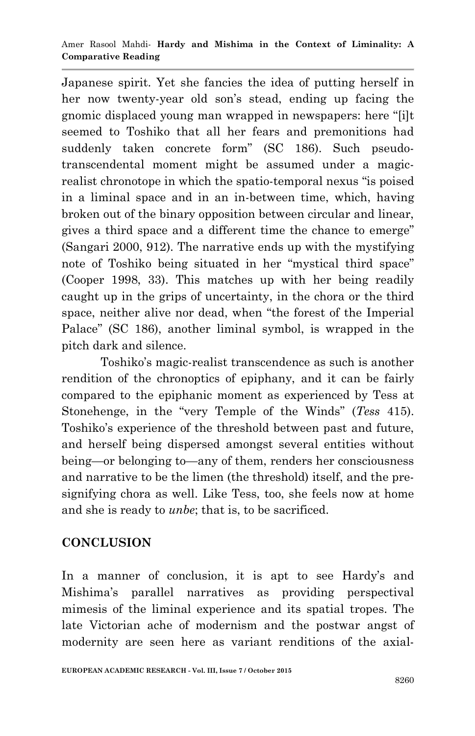Japanese spirit. Yet she fancies the idea of putting herself in her now twenty-year old son's stead, ending up facing the gnomic displaced young man wrapped in newspapers: here "[i]t seemed to Toshiko that all her fears and premonitions had suddenly taken concrete form" (SC 186). Such pseudo-transcendental moment might be assumed under a magic-realist chronotope in which the spatio-temporal nexus "is poised in a liminal space and in an in-between time, which, having broken out of the binary opposition between circular and linear, gives a third space and a different time the chance to emerge" (Sangari 2000, 912). The narrative ends up with the mystifying note of Toshiko being situated in her "mystical third space" (Cooper 1998, 33). This matches up with her being readily caught up in the grips of uncertainty, in the chora or the third space, neither alive nor dead, when "the forest of the Imperial Palace" (SC 186), another liminal symbol, is wrapped in the pitch dark and silence.

Toshiko's magic-realist transcendence as such is another rendition of the chronoptics of epiphany, and it can be fairly compared to the epiphanic moment as experienced by Tess at Stonehenge, in the "very Temple of the Winds" (*Tess* 415). Toshiko's experience of the threshold between past and future, and herself being dispersed amongst several entities without being—or belonging to—any of them, renders her consciousness and narrative to be the limen (the threshold) itself, and the pre-signifying chora as well. Like Tess, too, she feels now at home and she is ready to *unbe*; that is, to be sacrificed.

## CONCLUSION

In a manner of conclusion, it is apt to see Hardy's and Mishima's parallel narratives as providing perspectival mimesis of the liminal experience and its spatial tropes. The late Victorian ache of modernism and the postwar angst of modernity are seen here as variant renditions of the axial-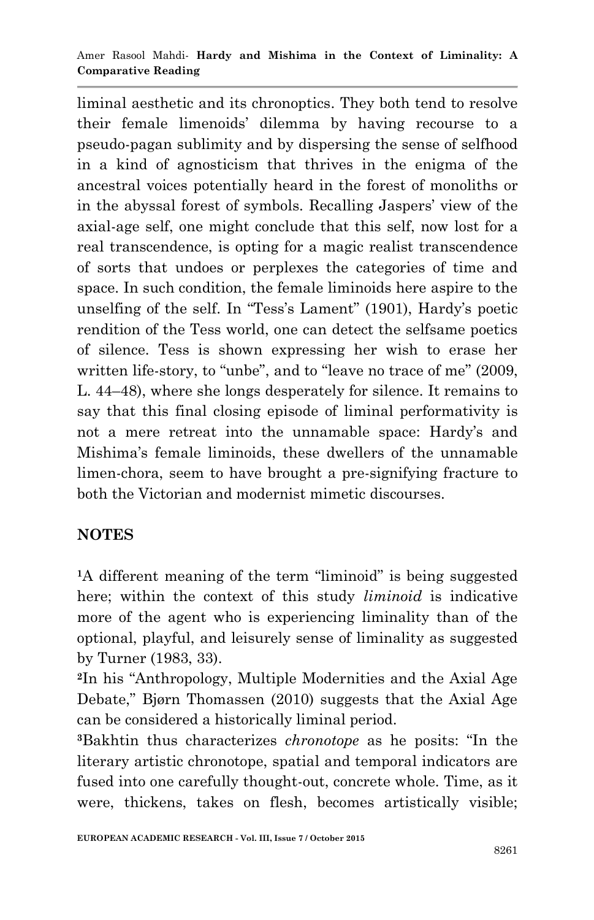liminal aesthetic and its chronoptics. They both tend to resolve their female limenoids' dilemma by having recourse to a pseudo-pagan sublimity and by dispersing the sense of selfhood in a kind of agnosticism that thrives in the enigma of the ancestral voices potentially heard in the forest of monoliths or in the abyssal forest of symbols. Recalling Jaspers' view of the axial-age self, one might conclude that this self, now lost for a real transcendence, is opting for a magic realist transcendence of sorts that undoes or perplexes the categories of time and space. In such condition, the female liminoids here aspire to the unselfing of the self. In "Tess's Lament" (1901), Hardy's poetic rendition of the Tess world, one can detect the selfsame poetics of silence. Tess is shown expressing her wish to erase her written life-story, to "unbe", and to "leave no trace of me" (2009, L. 44–48), where she longs desperately for silence. It remains to say that this final closing episode of liminal performativity is not a mere retreat into the unnamable space: Hardy's and Mishima's female liminoids, these dwellers of the unnamable limen-chora, seem to have brought a pre-signifying fracture to both the Victorian and modernist mimetic discourses.

## NOTES

[1]A different meaning of the term "liminoid" is being suggested here; within the context of this study *liminoid* is indicative more of the agent who is experiencing liminality than of the optional, playful, and leisurely sense of liminality as suggested by Turner (1983, 33).

[2]In his "Anthropology, Multiple Modernities and the Axial Age Debate," Bjørn Thomassen (2010) suggests that the Axial Age can be considered a historically liminal period.

[3]Bakhtin thus characterizes *chronotope* as he posits: "In the literary artistic chronotope, spatial and temporal indicators are fused into one carefully thought-out, concrete whole. Time, as it were, thickens, takes on flesh, becomes artistically visible;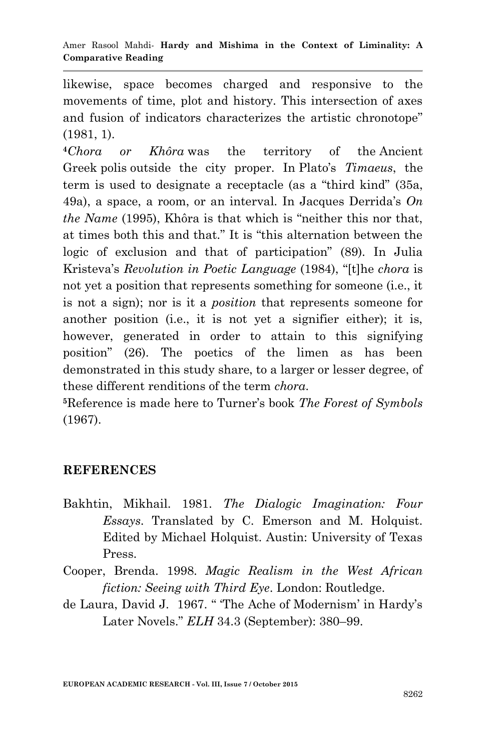likewise, space becomes charged and responsive to the movements of time, plot and history. This intersection of axes and fusion of indicators characterizes the artistic chronotope" (1981, 1).

[4]*Chora or Khôra* was the territory of the Ancient Greek polis outside the city proper. In Plato's *Timaeus*, the term is used to designate a receptacle (as a "third kind" (35a, 49a), a space, a room, or an interval. In Jacques Derrida's *On the Name* (1995), Khôra is that which is "neither this nor that, at times both this and that." It is "this alternation between the logic of exclusion and that of participation" (89). In Julia Kristeva's *Revolution in Poetic Language* (1984), "[t]he *chora* is not yet a position that represents something for someone (i.e., it is not a sign); nor is it a *position* that represents someone for another position (i.e., it is not yet a signifier either); it is, however, generated in order to attain to this signifying position" (26). The poetics of the limen as has been demonstrated in this study share, to a larger or lesser degree, of these different renditions of the term *chora*.

[5]Reference is made here to Turner's book *The Forest of Symbols* (1967).

## REFERENCES

Bakhtin, Mikhail. 1981. *The Dialogic Imagination: Four Essays*. Translated by C. Emerson and M. Holquist. Edited by Michael Holquist. Austin: University of Texas Press.

Cooper, Brenda. 1998. *Magic Realism in the West African fiction: Seeing with Third Eye*. London: Routledge.

de Laura, David J. 1967. " 'The Ache of Modernism' in Hardy's Later Novels." *ELH* 34.3 (September): 380–99.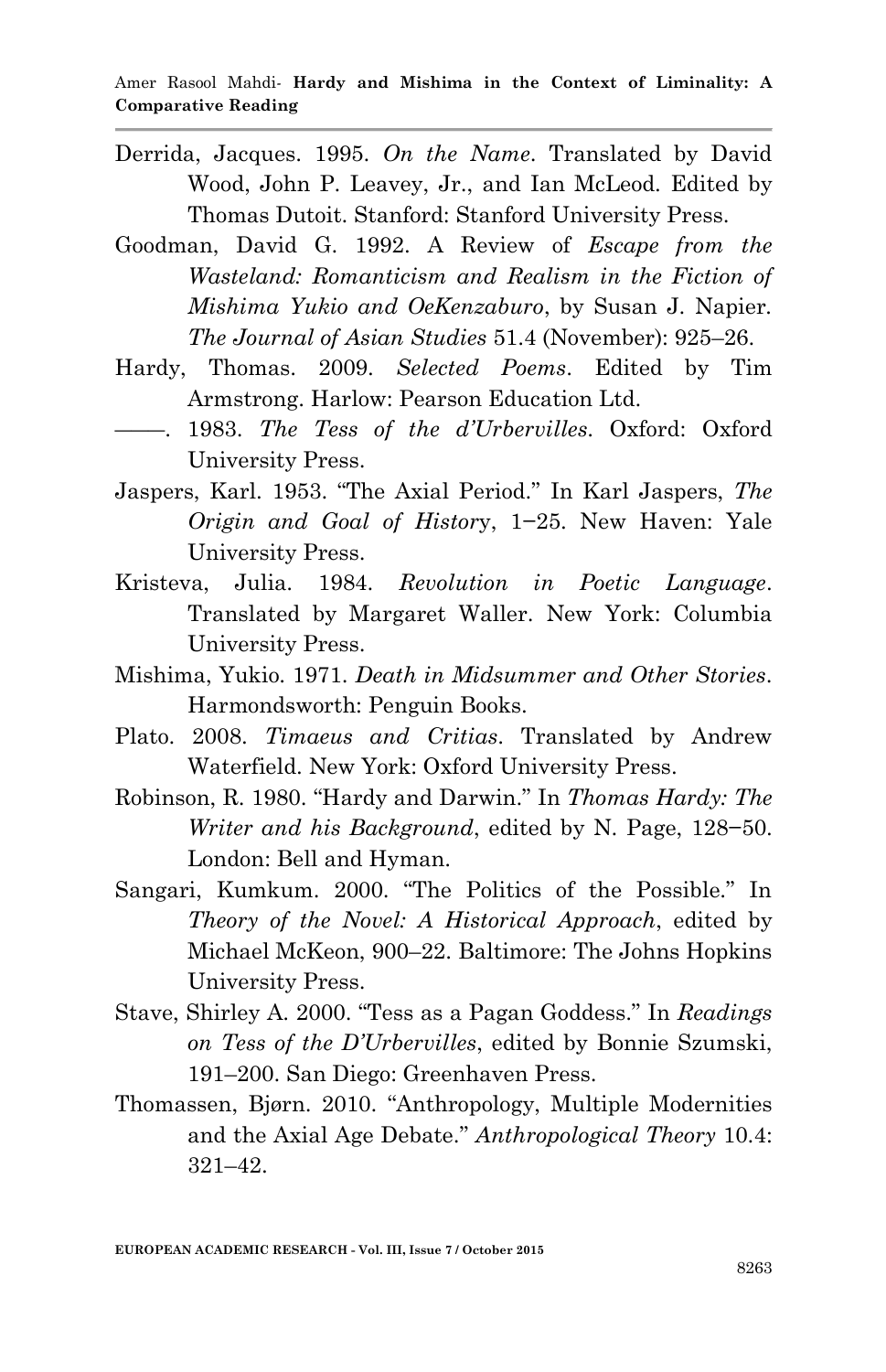Derrida, Jacques. 1995. *On the Name*. Translated by David Wood, John P. Leavey, Jr., and Ian McLeod. Edited by Thomas Dutoit. Stanford: Stanford University Press.

Goodman, David G. 1992. A Review of *Escape from the Wasteland: Romanticism and Realism in the Fiction of Mishima Yukio and OeKenzaburo*, by Susan J. Napier. *The Journal of Asian Studies* 51.4 (November): 925–26.

Hardy, Thomas. 2009. *Selected Poems*. Edited by Tim Armstrong. Harlow: Pearson Education Ltd.

——. 1983. *The Tess of the d'Urbervilles*. Oxford: Oxford University Press.

Jaspers, Karl. 1953. "The Axial Period." In Karl Jaspers, *The Origin and Goal of History*, 1−25. New Haven: Yale University Press.

Kristeva, Julia. 1984. *Revolution in Poetic Language*. Translated by Margaret Waller. New York: Columbia University Press.

Mishima, Yukio. 1971. *Death in Midsummer and Other Stories*. Harmondsworth: Penguin Books.

Plato. 2008. *Timaeus and Critias*. Translated by Andrew Waterfield. New York: Oxford University Press.

Robinson, R. 1980. "Hardy and Darwin." In *Thomas Hardy: The Writer and his Background*, edited by N. Page, 128−50. London: Bell and Hyman.

Sangari, Kumkum. 2000. "The Politics of the Possible." In *Theory of the Novel: A Historical Approach*, edited by Michael McKeon, 900–22. Baltimore: The Johns Hopkins University Press.

Stave, Shirley A. 2000. "Tess as a Pagan Goddess." In *Readings on Tess of the D'Urbervilles*, edited by Bonnie Szumski, 191–200. San Diego: Greenhaven Press.

Thomassen, Bjørn. 2010. "Anthropology, Multiple Modernities and the Axial Age Debate." *Anthropological Theory* 10.4: 321–42.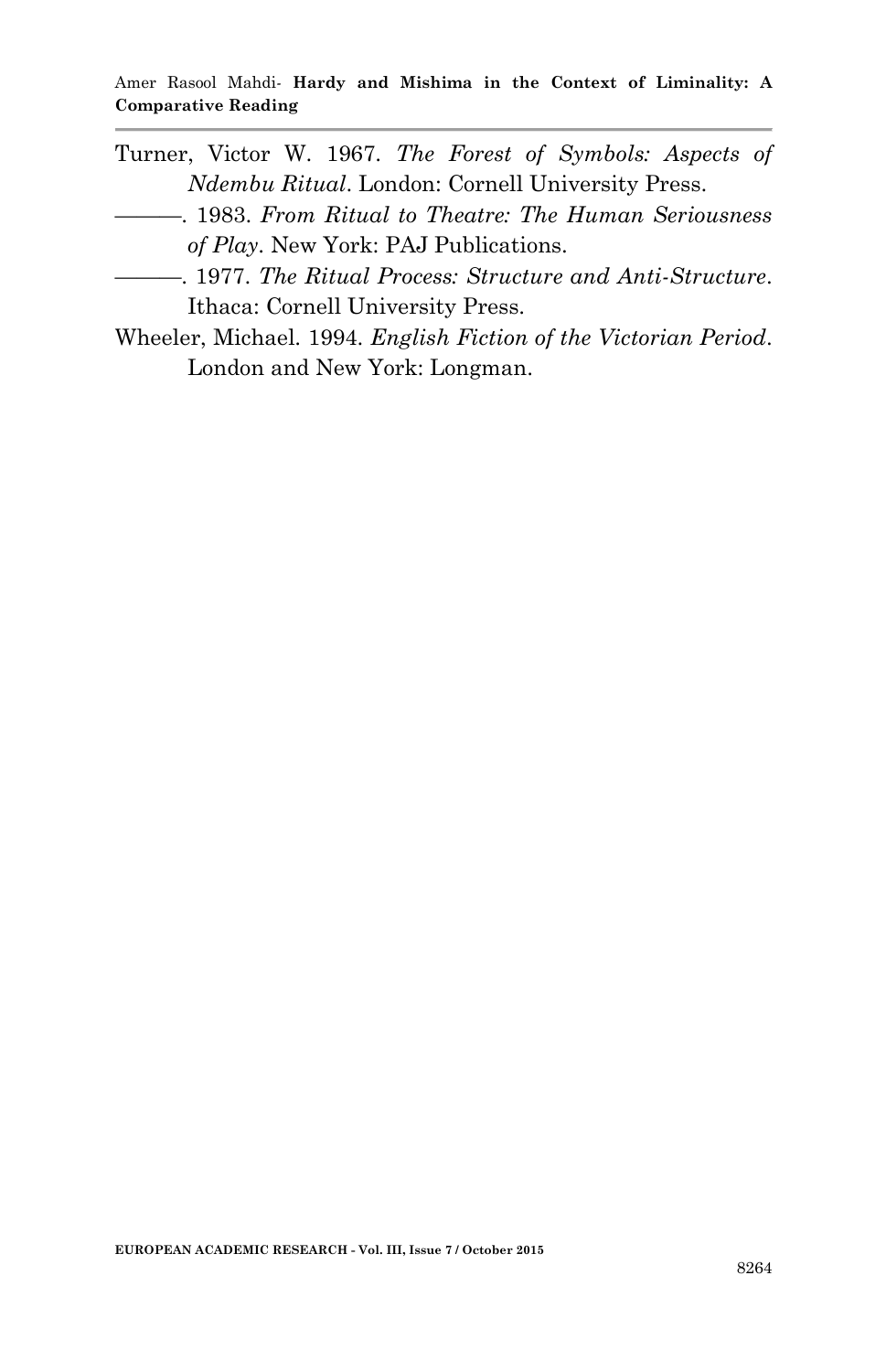Turner, Victor W. 1967. *The Forest of Symbols: Aspects of Ndembu Ritual*. London: Cornell University Press.

———. 1983. *From Ritual to Theatre: The Human Seriousness of Play*. New York: PAJ Publications.

———. 1977. *The Ritual Process: Structure and Anti-Structure*. Ithaca: Cornell University Press.

Wheeler, Michael. 1994. *English Fiction of the Victorian Period*. London and New York: Longman.